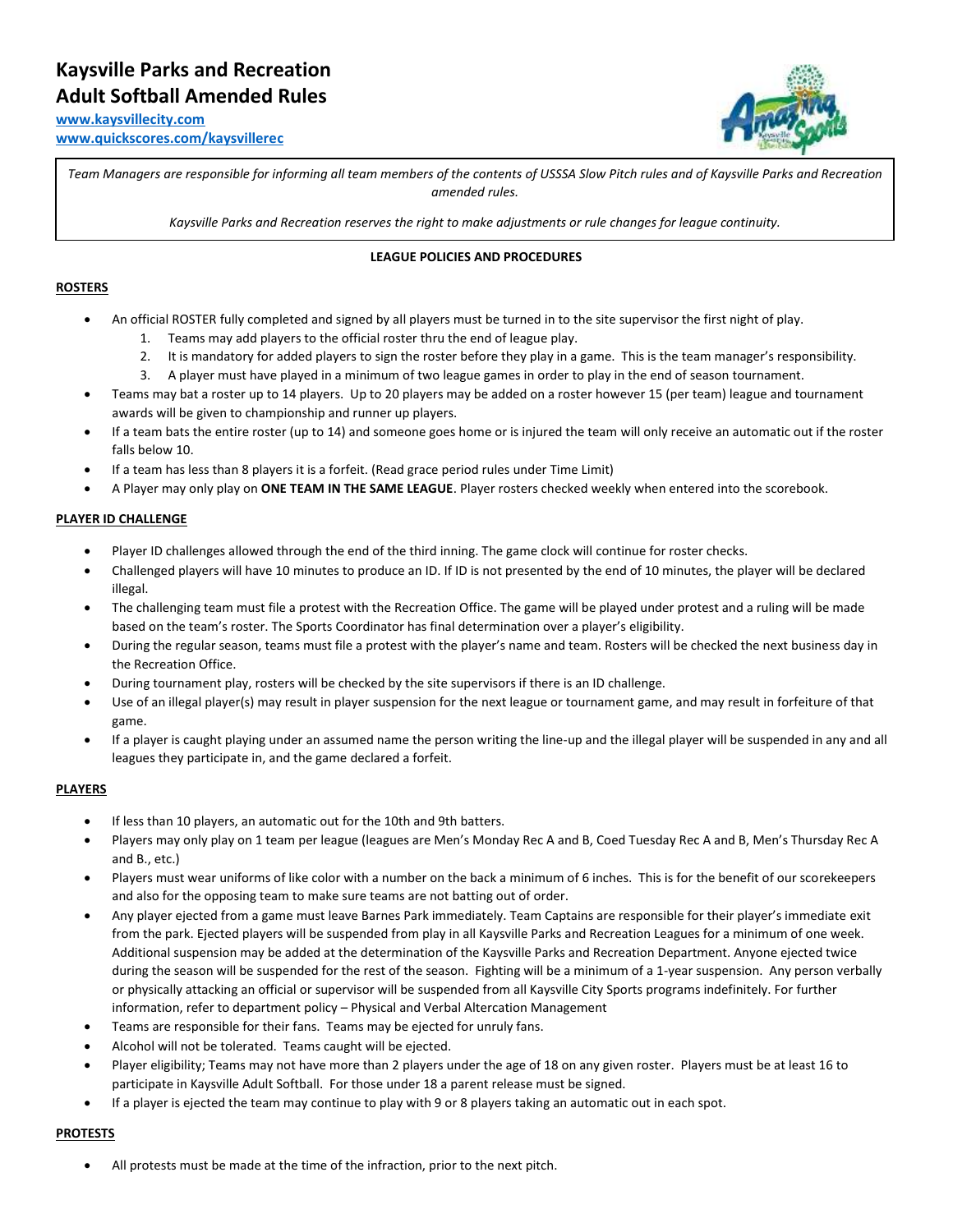# Kaysville Parks and Recreation
# Adult Softball Amended Rules

www.kaysvillecity.com
www.quickscores.com/kaysvillerec

*Team Managers are responsible for informing all team members of the contents of USSSA Slow Pitch rules and of Kaysville Parks and Recreation amended rules.*

*Kaysville Parks and Recreation reserves the right to make adjustments or rule changes for league continuity.*

**LEAGUE POLICIES AND PROCEDURES**

**ROSTERS**

- An official ROSTER fully completed and signed by all players must be turned in to the site supervisor the first night of play.
    1. Teams may add players to the official roster thru the end of league play.
    2. It is mandatory for added players to sign the roster before they play in a game. This is the team manager's responsibility.
    3. A player must have played in a minimum of two league games in order to play in the end of season tournament.
- Teams may bat a roster up to 14 players. Up to 20 players may be added on a roster however 15 (per team) league and tournament awards will be given to championship and runner up players.
- If a team bats the entire roster (up to 14) and someone goes home or is injured the team will only receive an automatic out if the roster falls below 10.
- If a team has less than 8 players it is a forfeit. (Read grace period rules under Time Limit)
- A Player may only play on **ONE TEAM IN THE SAME LEAGUE**. Player rosters checked weekly when entered into the scorebook.

**PLAYER ID CHALLENGE**

- Player ID challenges allowed through the end of the third inning. The game clock will continue for roster checks.
- Challenged players will have 10 minutes to produce an ID. If ID is not presented by the end of 10 minutes, the player will be declared illegal.
- The challenging team must file a protest with the Recreation Office. The game will be played under protest and a ruling will be made based on the team's roster. The Sports Coordinator has final determination over a player's eligibility.
- During the regular season, teams must file a protest with the player's name and team. Rosters will be checked the next business day in the Recreation Office.
- During tournament play, rosters will be checked by the site supervisors if there is an ID challenge.
- Use of an illegal player(s) may result in player suspension for the next league or tournament game, and may result in forfeiture of that game.
- If a player is caught playing under an assumed name the person writing the line-up and the illegal player will be suspended in any and all leagues they participate in, and the game declared a forfeit.

**PLAYERS**

- If less than 10 players, an automatic out for the 10th and 9th batters.
- Players may only play on 1 team per league (leagues are Men's Monday Rec A and B, Coed Tuesday Rec A and B, Men's Thursday Rec A and B., etc.)
- Players must wear uniforms of like color with a number on the back a minimum of 6 inches. This is for the benefit of our scorekeepers and also for the opposing team to make sure teams are not batting out of order.
- Any player ejected from a game must leave Barnes Park immediately. Team Captains are responsible for their player's immediate exit from the park. Ejected players will be suspended from play in all Kaysville Parks and Recreation Leagues for a minimum of one week. Additional suspension may be added at the determination of the Kaysville Parks and Recreation Department. Anyone ejected twice during the season will be suspended for the rest of the season. Fighting will be a minimum of a 1-year suspension. Any person verbally or physically attacking an official or supervisor will be suspended from all Kaysville City Sports programs indefinitely. For further information, refer to department policy – Physical and Verbal Altercation Management
- Teams are responsible for their fans. Teams may be ejected for unruly fans.
- Alcohol will not be tolerated. Teams caught will be ejected.
- Player eligibility; Teams may not have more than 2 players under the age of 18 on any given roster. Players must be at least 16 to participate in Kaysville Adult Softball. For those under 18 a parent release must be signed.
- If a player is ejected the team may continue to play with 9 or 8 players taking an automatic out in each spot.

**PROTESTS**

- All protests must be made at the time of the infraction, prior to the next pitch.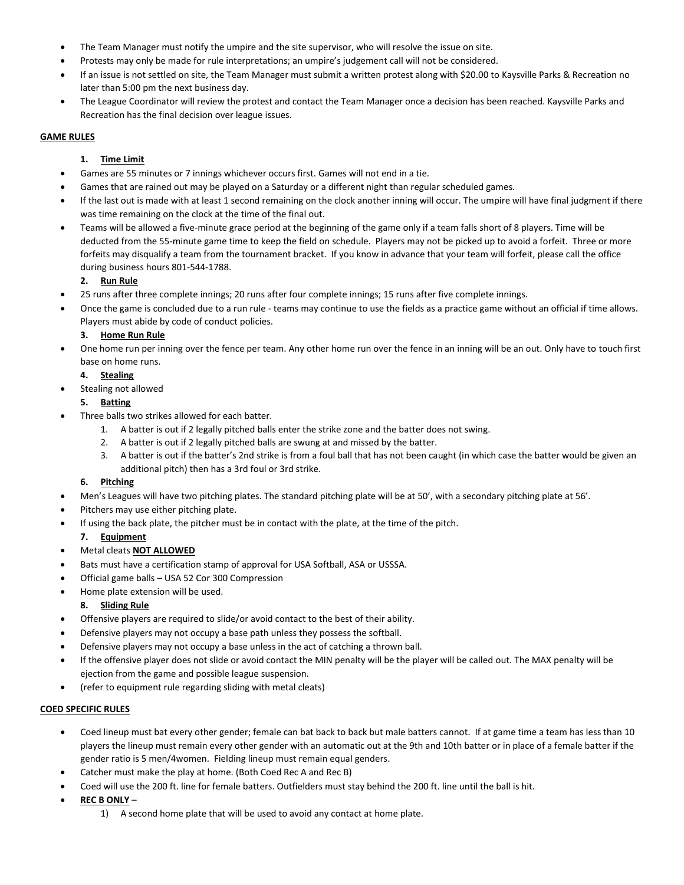- The Team Manager must notify the umpire and the site supervisor, who will resolve the issue on site.
- Protests may only be made for rule interpretations; an umpire's judgement call will not be considered.
- If an issue is not settled on site, the Team Manager must submit a written protest along with $20.00 to Kaysville Parks & Recreation no later than 5:00 pm the next business day.
- The League Coordinator will review the protest and contact the Team Manager once a decision has been reached. Kaysville Parks and Recreation has the final decision over league issues.

**GAME RULES**

1. **Time Limit**

- Games are 55 minutes or 7 innings whichever occurs first. Games will not end in a tie.
- Games that are rained out may be played on a Saturday or a different night than regular scheduled games.
- If the last out is made with at least 1 second remaining on the clock another inning will occur. The umpire will have final judgment if there was time remaining on the clock at the time of the final out.
- Teams will be allowed a five-minute grace period at the beginning of the game only if a team falls short of 8 players. Time will be deducted from the 55-minute game time to keep the field on schedule. Players may not be picked up to avoid a forfeit. Three or more forfeits may disqualify a team from the tournament bracket. If you know in advance that your team will forfeit, please call the office during business hours 801-544-1788.

2. **Run Rule**

- 25 runs after three complete innings; 20 runs after four complete innings; 15 runs after five complete innings.
- Once the game is concluded due to a run rule - teams may continue to use the fields as a practice game without an official if time allows. Players must abide by code of conduct policies.

3. **Home Run Rule**

- One home run per inning over the fence per team. Any other home run over the fence in an inning will be an out. Only have to touch first base on home runs.

4. **Stealing**

- Stealing not allowed

5. **Batting**

- Three balls two strikes allowed for each batter.
  1. A batter is out if 2 legally pitched balls enter the strike zone and the batter does not swing.
  2. A batter is out if 2 legally pitched balls are swung at and missed by the batter.
  3. A batter is out if the batter's 2nd strike is from a foul ball that has not been caught (in which case the batter would be given an additional pitch) then has a 3rd foul or 3rd strike.

6. **Pitching**

- Men's Leagues will have two pitching plates. The standard pitching plate will be at 50', with a secondary pitching plate at 56'.
- Pitchers may use either pitching plate.
- If using the back plate, the pitcher must be in contact with the plate, at the time of the pitch.

7. **Equipment**

- Metal cleats **NOT ALLOWED**
- Bats must have a certification stamp of approval for USA Softball, ASA or USSSA.
- Official game balls – USA 52 Cor 300 Compression
- Home plate extension will be used.

8. **Sliding Rule**

- Offensive players are required to slide/or avoid contact to the best of their ability.
- Defensive players may not occupy a base path unless they possess the softball.
- Defensive players may not occupy a base unless in the act of catching a thrown ball.
- If the offensive player does not slide or avoid contact the MIN penalty will be the player will be called out. The MAX penalty will be ejection from the game and possible league suspension.
- (refer to equipment rule regarding sliding with metal cleats)

**COED SPECIFIC RULES**

- Coed lineup must bat every other gender; female can bat back to back but male batters cannot. If at game time a team has less than 10 players the lineup must remain every other gender with an automatic out at the 9th and 10th batter or in place of a female batter if the gender ratio is 5 men/4women. Fielding lineup must remain equal genders.
- Catcher must make the play at home. (Both Coed Rec A and Rec B)
- Coed will use the 200 ft. line for female batters. Outfielders must stay behind the 200 ft. line until the ball is hit.
- **REC B ONLY** –
  1) A second home plate that will be used to avoid any contact at home plate.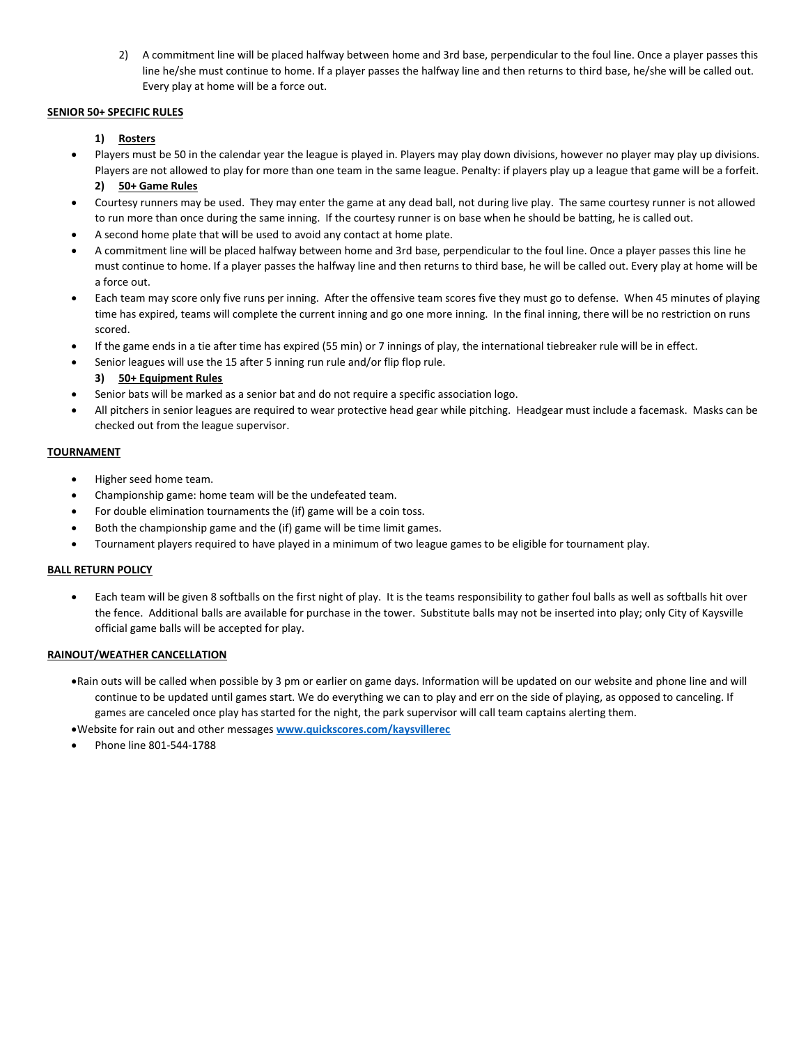2) A commitment line will be placed halfway between home and 3rd base, perpendicular to the foul line. Once a player passes this line he/she must continue to home. If a player passes the halfway line and then returns to third base, he/she will be called out. Every play at home will be a force out.

**SENIOR 50+ SPECIFIC RULES**

**1) Rosters**

- Players must be 50 in the calendar year the league is played in. Players may play down divisions, however no player may play up divisions. Players are not allowed to play for more than one team in the same league. Penalty: if players play up a league that game will be a forfeit.

**2) 50+ Game Rules**

- Courtesy runners may be used. They may enter the game at any dead ball, not during live play. The same courtesy runner is not allowed to run more than once during the same inning. If the courtesy runner is on base when he should be batting, he is called out.
- A second home plate that will be used to avoid any contact at home plate.
- A commitment line will be placed halfway between home and 3rd base, perpendicular to the foul line. Once a player passes this line he must continue to home. If a player passes the halfway line and then returns to third base, he will be called out. Every play at home will be a force out.
- Each team may score only five runs per inning. After the offensive team scores five they must go to defense. When 45 minutes of playing time has expired, teams will complete the current inning and go one more inning. In the final inning, there will be no restriction on runs scored.
- If the game ends in a tie after time has expired (55 min) or 7 innings of play, the international tiebreaker rule will be in effect.
- Senior leagues will use the 15 after 5 inning run rule and/or flip flop rule.

**3) 50+ Equipment Rules**

- Senior bats will be marked as a senior bat and do not require a specific association logo.
- All pitchers in senior leagues are required to wear protective head gear while pitching. Headgear must include a facemask. Masks can be checked out from the league supervisor.

**TOURNAMENT**

- Higher seed home team.
- Championship game: home team will be the undefeated team.
- For double elimination tournaments the (if) game will be a coin toss.
- Both the championship game and the (if) game will be time limit games.
- Tournament players required to have played in a minimum of two league games to be eligible for tournament play.

**BALL RETURN POLICY**

- Each team will be given 8 softballs on the first night of play. It is the teams responsibility to gather foul balls as well as softballs hit over the fence. Additional balls are available for purchase in the tower. Substitute balls may not be inserted into play; only City of Kaysville official game balls will be accepted for play.

**RAINOUT/WEATHER CANCELLATION**

- Rain outs will be called when possible by 3 pm or earlier on game days. Information will be updated on our website and phone line and will continue to be updated until games start. We do everything we can to play and err on the side of playing, as opposed to canceling. If games are canceled once play has started for the night, the park supervisor will call team captains alerting them.
- Website for rain out and other messages [www.quickscores.com/kaysvillerec](http://www.quickscores.com/kaysvillerec)
- Phone line 801-544-1788